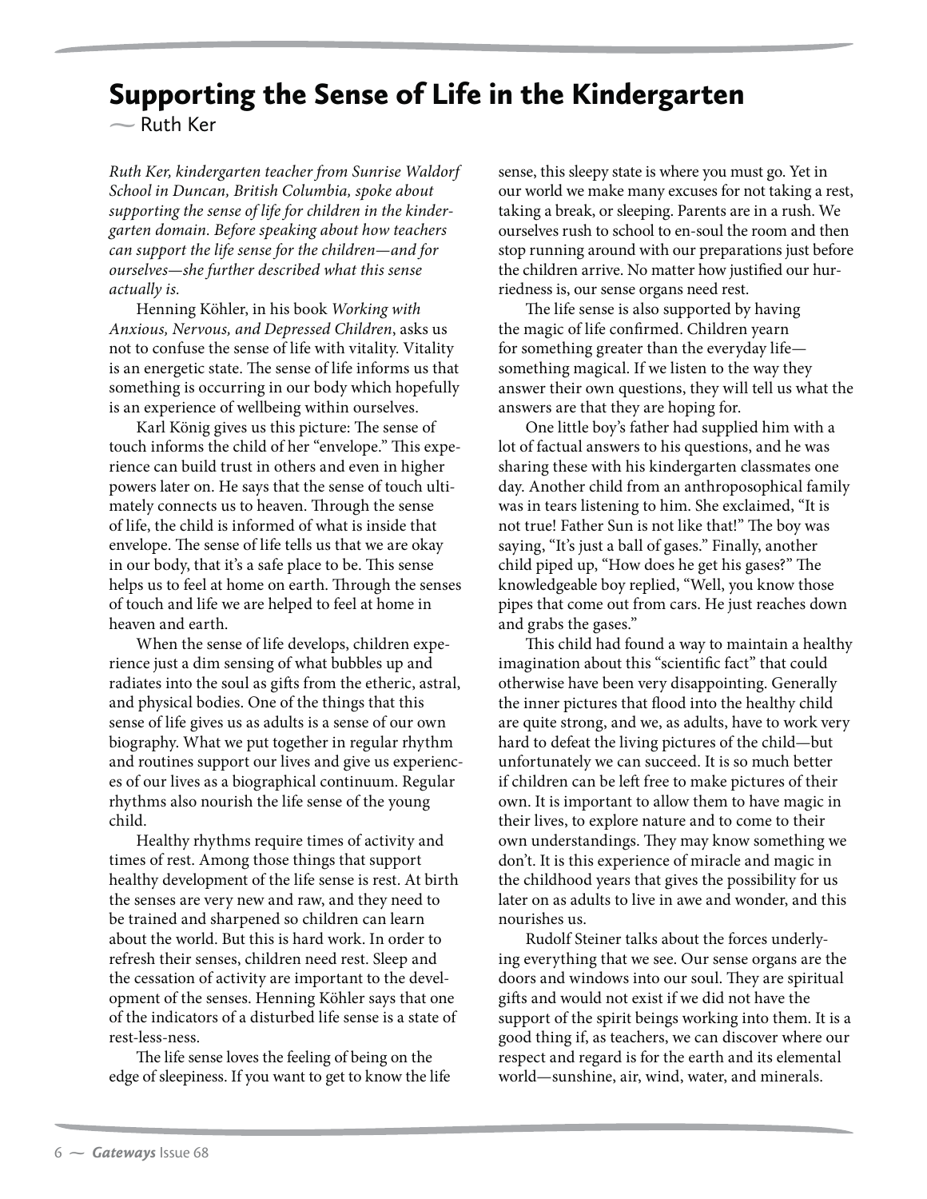# Supporting the Sense of Life in the Kindergarten

~ Ruth Ker

*Ruth Ker, kindergarten teacher from Sunrise Waldorf School in Duncan, British Columbia, spoke about supporting the sense of life for children in the kindergarten domain. Before speaking about how teachers can support the life sense for the children—and for ourselves—she further described what this sense actually is.*

Henning Köhler, in his book *Working with Anxious, Nervous, and Depressed Children*, asks us not to confuse the sense of life with vitality. Vitality is an energetic state. The sense of life informs us that something is occurring in our body which hopefully is an experience of wellbeing within ourselves.

Karl König gives us this picture: The sense of touch informs the child of her "envelope." This experience can build trust in others and even in higher powers later on. He says that the sense of touch ultimately connects us to heaven. Through the sense of life, the child is informed of what is inside that envelope. The sense of life tells us that we are okay in our body, that it's a safe place to be. This sense helps us to feel at home on earth. Through the senses of touch and life we are helped to feel at home in heaven and earth.

When the sense of life develops, children experience just a dim sensing of what bubbles up and radiates into the soul as gifts from the etheric, astral, and physical bodies. One of the things that this sense of life gives us as adults is a sense of our own biography. What we put together in regular rhythm and routines support our lives and give us experiences of our lives as a biographical continuum. Regular rhythms also nourish the life sense of the young child.

Healthy rhythms require times of activity and times of rest. Among those things that support healthy development of the life sense is rest. At birth the senses are very new and raw, and they need to be trained and sharpened so children can learn about the world. But this is hard work. In order to refresh their senses, children need rest. Sleep and the cessation of activity are important to the development of the senses. Henning Köhler says that one of the indicators of a disturbed life sense is a state of rest-less-ness.

The life sense loves the feeling of being on the edge of sleepiness. If you want to get to know the life sense, this sleepy state is where you must go. Yet in our world we make many excuses for not taking a rest, taking a break, or sleeping. Parents are in a rush. We ourselves rush to school to en-soul the room and then stop running around with our preparations just before the children arrive. No matter how justified our hurriedness is, our sense organs need rest.

The life sense is also supported by having the magic of life confirmed. Children yearn for something greater than the everyday life—something magical. If we listen to the way they answer their own questions, they will tell us what the answers are that they are hoping for.

One little boy's father had supplied him with a lot of factual answers to his questions, and he was sharing these with his kindergarten classmates one day. Another child from an anthroposophical family was in tears listening to him. She exclaimed, "It is not true! Father Sun is not like that!" The boy was saying, "It's just a ball of gases." Finally, another child piped up, "How does he get his gases?" The knowledgeable boy replied, "Well, you know those pipes that come out from cars. He just reaches down and grabs the gases."

This child had found a way to maintain a healthy imagination about this "scientific fact" that could otherwise have been very disappointing. Generally the inner pictures that flood into the healthy child are quite strong, and we, as adults, have to work very hard to defeat the living pictures of the child—but unfortunately we can succeed. It is so much better if children can be left free to make pictures of their own. It is important to allow them to have magic in their lives, to explore nature and to come to their own understandings. They may know something we don't. It is this experience of miracle and magic in the childhood years that gives the possibility for us later on as adults to live in awe and wonder, and this nourishes us.

Rudolf Steiner talks about the forces underlying everything that we see. Our sense organs are the doors and windows into our soul. They are spiritual gifts and would not exist if we did not have the support of the spirit beings working into them. It is a good thing if, as teachers, we can discover where our respect and regard is for the earth and its elemental world—sunshine, air, wind, water, and minerals.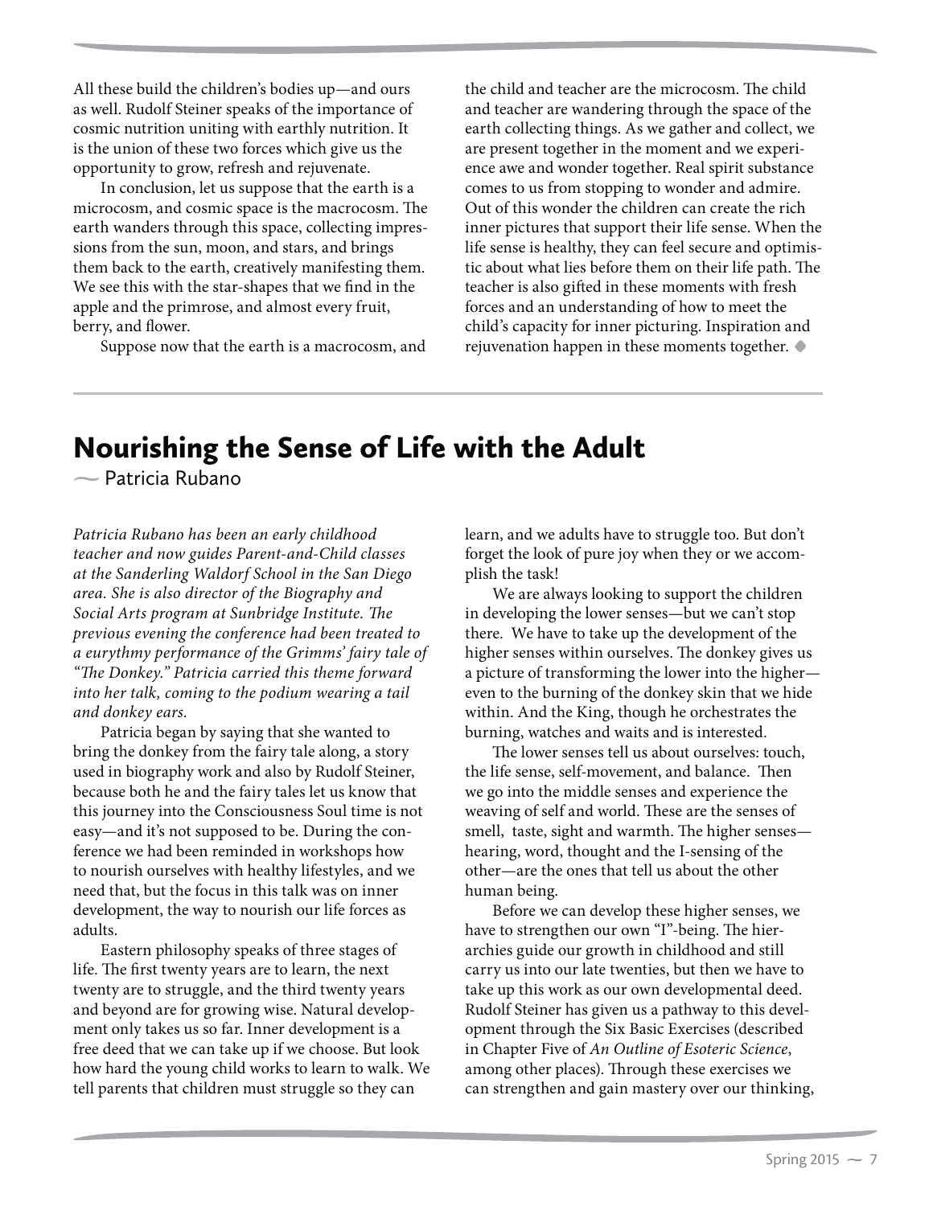All these build the children's bodies up—and ours as well. Rudolf Steiner speaks of the importance of cosmic nutrition uniting with earthly nutrition. It is the union of these two forces which give us the opportunity to grow, refresh and rejuvenate.

In conclusion, let us suppose that the earth is a microcosm, and cosmic space is the macrocosm. The earth wanders through this space, collecting impressions from the sun, moon, and stars, and brings them back to the earth, creatively manifesting them. We see this with the star-shapes that we find in the apple and the primrose, and almost every fruit, berry, and flower.

Suppose now that the earth is a macrocosm, and the child and teacher are the microcosm. The child and teacher are wandering through the space of the earth collecting things. As we gather and collect, we are present together in the moment and we experience awe and wonder together. Real spirit substance comes to us from stopping to wonder and admire. Out of this wonder the children can create the rich inner pictures that support their life sense. When the life sense is healthy, they can feel secure and optimistic about what lies before them on their life path. The teacher is also gifted in these moments with fresh forces and an understanding of how to meet the child's capacity for inner picturing. Inspiration and rejuvenation happen in these moments together. ◆

# Nourishing the Sense of Life with the Adult

~ Patricia Rubano

*Patricia Rubano has been an early childhood teacher and now guides Parent-and-Child classes at the Sanderling Waldorf School in the San Diego area. She is also director of the Biography and Social Arts program at Sunbridge Institute. The previous evening the conference had been treated to a eurythmy performance of the Grimms' fairy tale of "The Donkey." Patricia carried this theme forward into her talk, coming to the podium wearing a tail and donkey ears.*

Patricia began by saying that she wanted to bring the donkey from the fairy tale along, a story used in biography work and also by Rudolf Steiner, because both he and the fairy tales let us know that this journey into the Consciousness Soul time is not easy—and it's not supposed to be. During the conference we had been reminded in workshops how to nourish ourselves with healthy lifestyles, and we need that, but the focus in this talk was on inner development, the way to nourish our life forces as adults.

Eastern philosophy speaks of three stages of life. The first twenty years are to learn, the next twenty are to struggle, and the third twenty years and beyond are for growing wise. Natural development only takes us so far. Inner development is a free deed that we can take up if we choose. But look how hard the young child works to learn to walk. We tell parents that children must struggle so they can learn, and we adults have to struggle too. But don't forget the look of pure joy when they or we accomplish the task!

We are always looking to support the children in developing the lower senses—but we can't stop there. We have to take up the development of the higher senses within ourselves. The donkey gives us a picture of transforming the lower into the higher—even to the burning of the donkey skin that we hide within. And the King, though he orchestrates the burning, watches and waits and is interested.

The lower senses tell us about ourselves: touch, the life sense, self-movement, and balance. Then we go into the middle senses and experience the weaving of self and world. These are the senses of smell, taste, sight and warmth. The higher senses—hearing, word, thought and the I-sensing of the other—are the ones that tell us about the other human being.

Before we can develop these higher senses, we have to strengthen our own "I"-being. The hierarchies guide our growth in childhood and still carry us into our late twenties, but then we have to take up this work as our own developmental deed. Rudolf Steiner has given us a pathway to this development through the Six Basic Exercises (described in Chapter Five of *An Outline of Esoteric Science*, among other places). Through these exercises we can strengthen and gain mastery over our thinking,